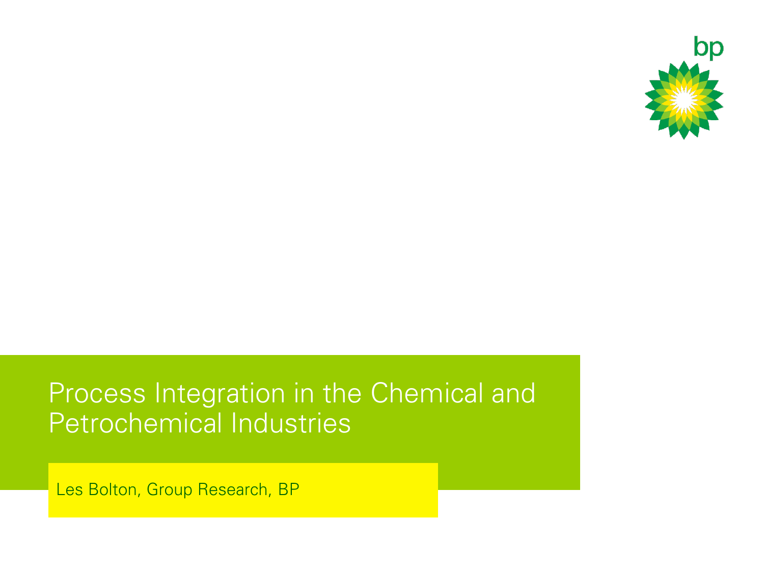# Process Integration in the Chemical and Petrochemical Industries

Les Bolton, Group Research, BP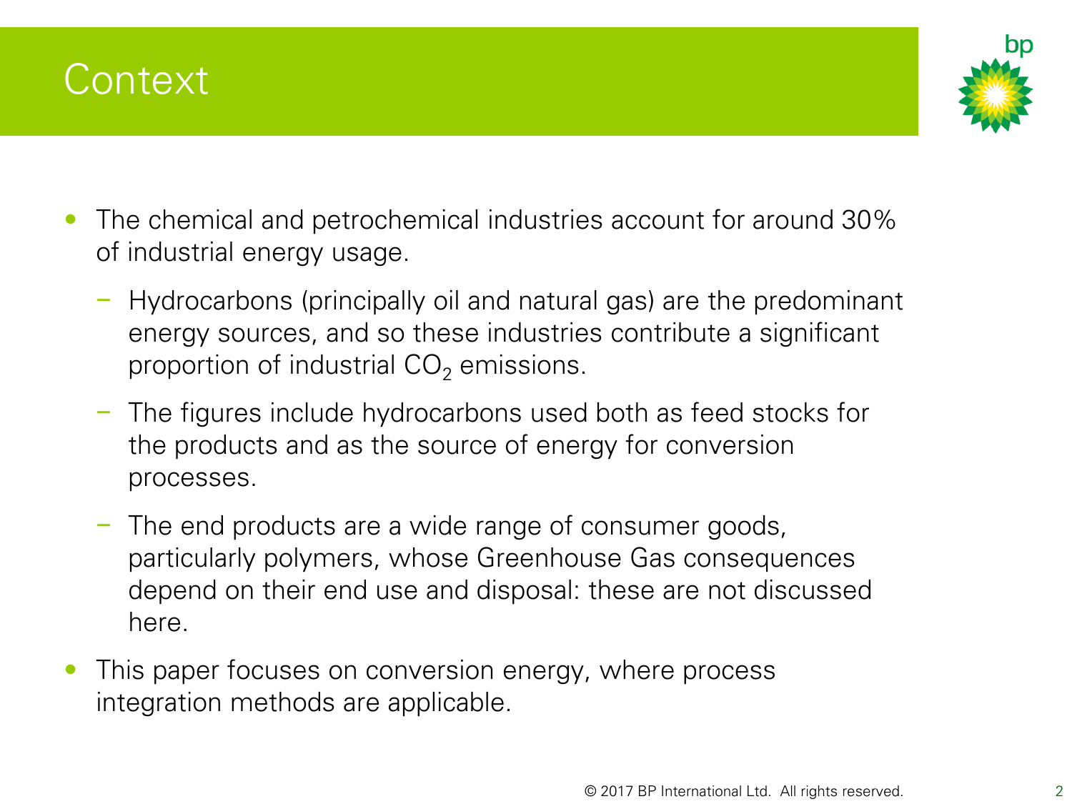# Context

- The chemical and petrochemical industries account for around 30% of industrial energy usage.
  - Hydrocarbons (principally oil and natural gas) are the predominant energy sources, and so these industries contribute a significant proportion of industrial $CO_2$ emissions.
  - The figures include hydrocarbons used both as feed stocks for the products and as the source of energy for conversion processes.
  - The end products are a wide range of consumer goods, particularly polymers, whose Greenhouse Gas consequences depend on their end use and disposal: these are not discussed here.
- This paper focuses on conversion energy, where process integration methods are applicable.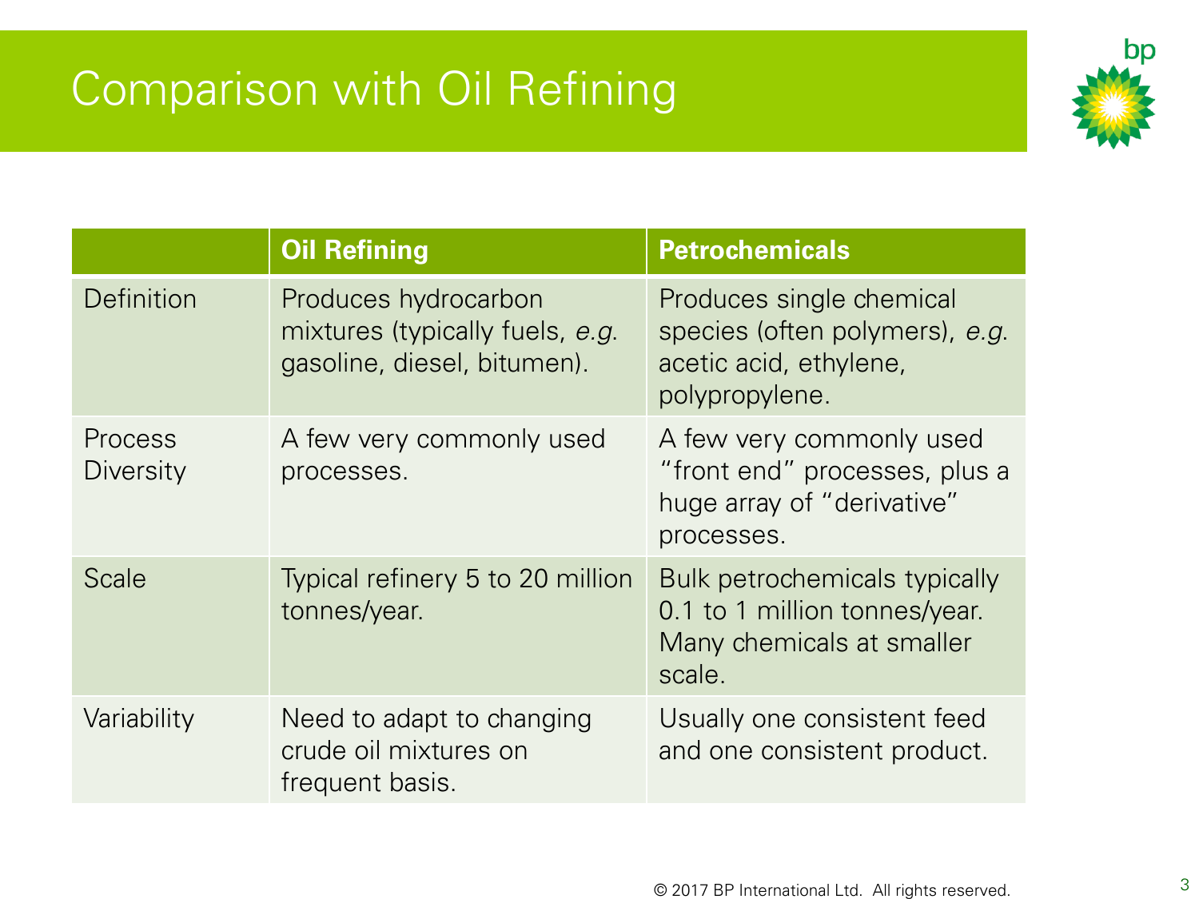# Comparison with Oil Refining

| | Oil Refining | Petrochemicals |
|---|---|---|
| Definition | Produces hydrocarbon mixtures (typically fuels, *e.g.* gasoline, diesel, bitumen). | Produces single chemical species (often polymers), *e.g.* acetic acid, ethylene, polypropylene. |
| Process Diversity | A few very commonly used processes. | A few very commonly used "front end" processes, plus a huge array of "derivative" processes. |
| Scale | Typical refinery 5 to 20 million tonnes/year. | Bulk petrochemicals typically 0.1 to 1 million tonnes/year. Many chemicals at smaller scale. |
| Variability | Need to adapt to changing crude oil mixtures on frequent basis. | Usually one consistent feed and one consistent product. |

© 2017 BP International Ltd. All rights reserved.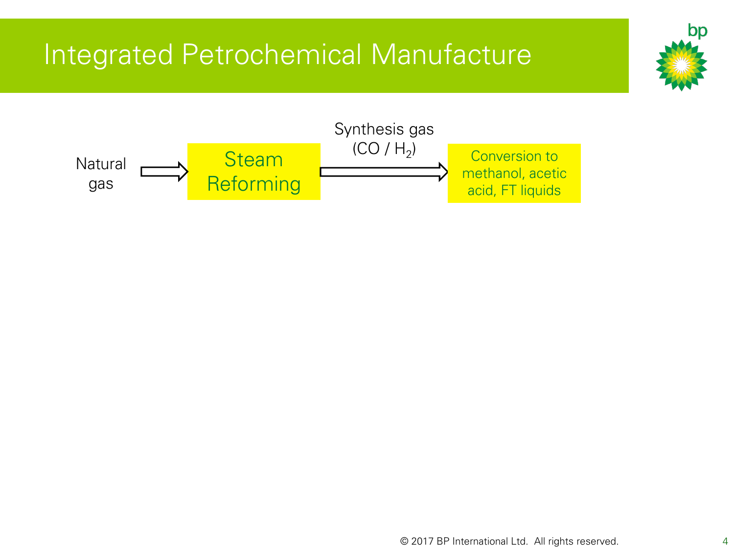# Integrated Petrochemical Manufacture

Natural gas → **Steam Reforming** → Synthesis gas ($CO$ / $H_2$) → **Conversion to methanol, acetic acid, FT liquids**

© 2017 BP International Ltd. All rights reserved.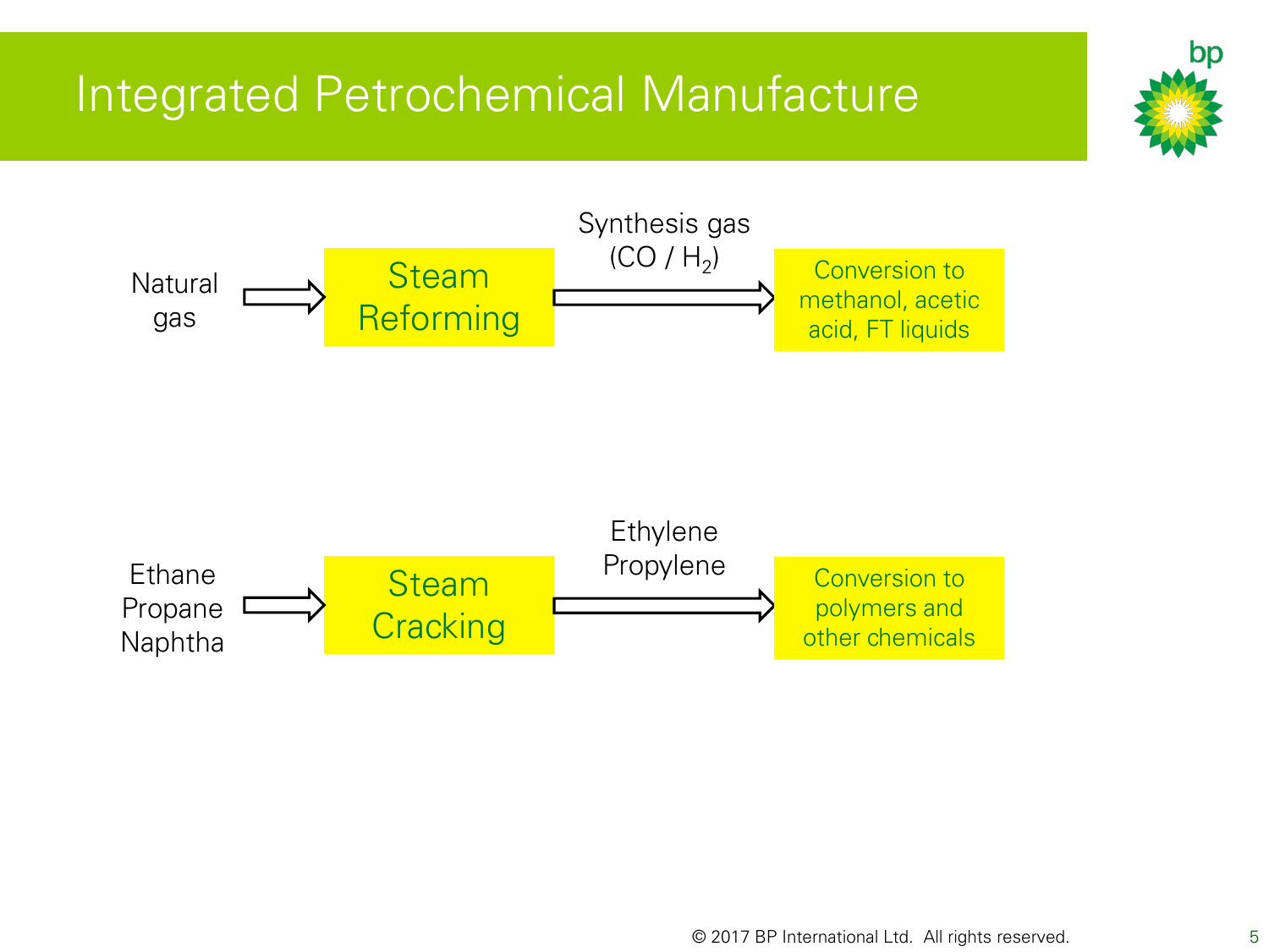# Integrated Petrochemical Manufacture

Natural gas → **Steam Reforming** → Synthesis gas ($CO$ / $H_2$) → Conversion to methanol, acetic acid, FT liquids

Ethane, Propane, Naphtha → **Steam Cracking** → Ethylene, Propylene → Conversion to polymers and other chemicals

© 2017 BP International Ltd. All rights reserved.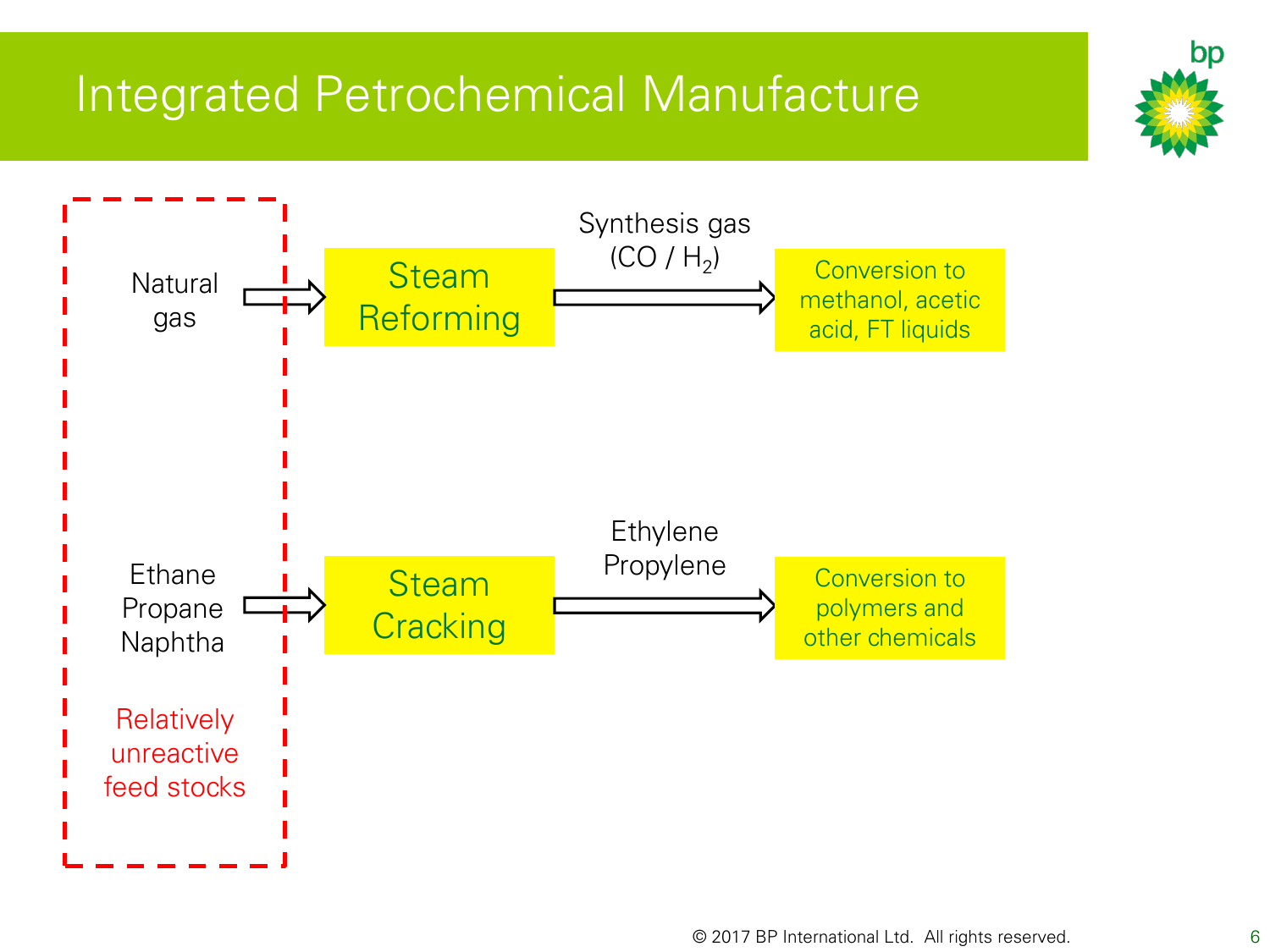# Integrated Petrochemical Manufacture

Natural gas → **Steam Reforming** → Synthesis gas ($CO$ / $H_2$) → Conversion to methanol, acetic acid, FT liquids

Ethane
Propane
Naphtha → **Steam Cracking** → Ethylene
Propylene → Conversion to polymers and other chemicals

Relatively unreactive feed stocks

© 2017 BP International Ltd. All rights reserved.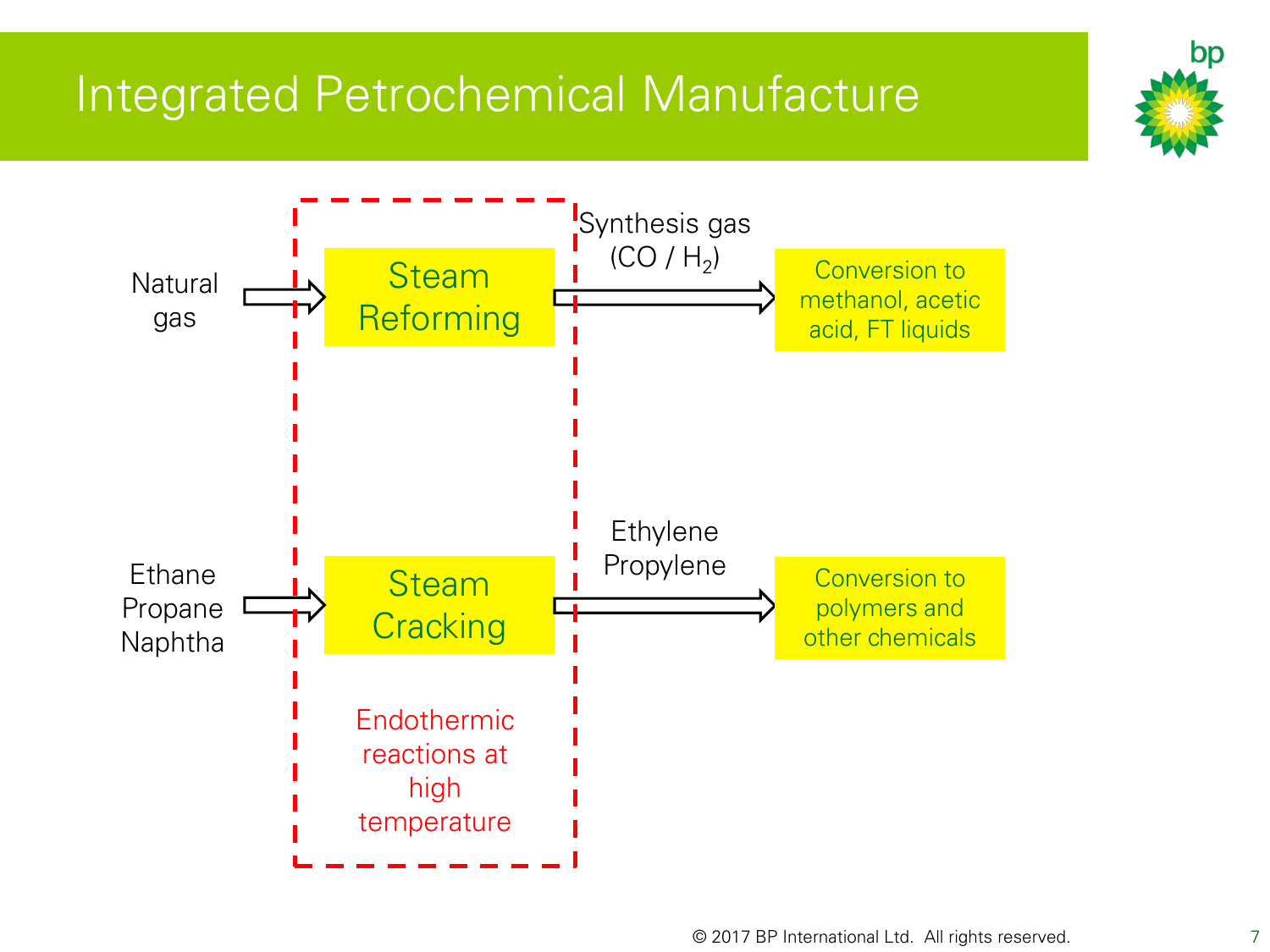# Integrated Petrochemical Manufacture

Natural gas → **Steam Reforming** → Synthesis gas ($CO$ / $H_2$) → Conversion to methanol, acetic acid, FT liquids

Ethane, Propane, Naphtha → **Steam Cracking** → Ethylene, Propylene → Conversion to polymers and other chemicals

Endothermic reactions at high temperature

© 2017 BP International Ltd. All rights reserved.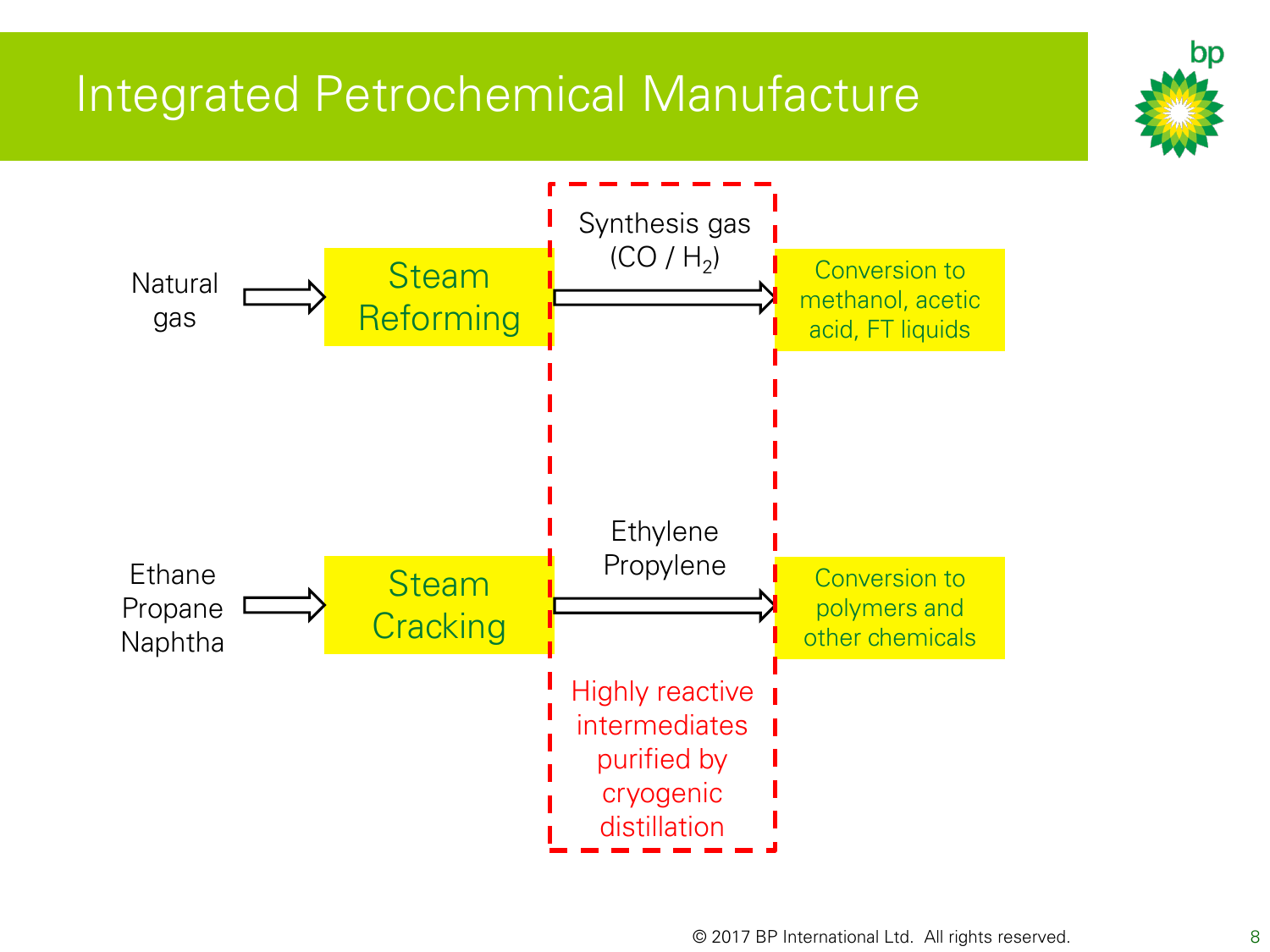# Integrated Petrochemical Manufacture

Natural gas → **Steam Reforming** → Synthesis gas ($CO$ / $H_2$) → Conversion to methanol, acetic acid, FT liquids

Ethane, Propane, Naphtha → **Steam Cracking** → Ethylene, Propylene → Conversion to polymers and other chemicals

Highly reactive intermediates purified by cryogenic distillation

© 2017 BP International Ltd. All rights reserved.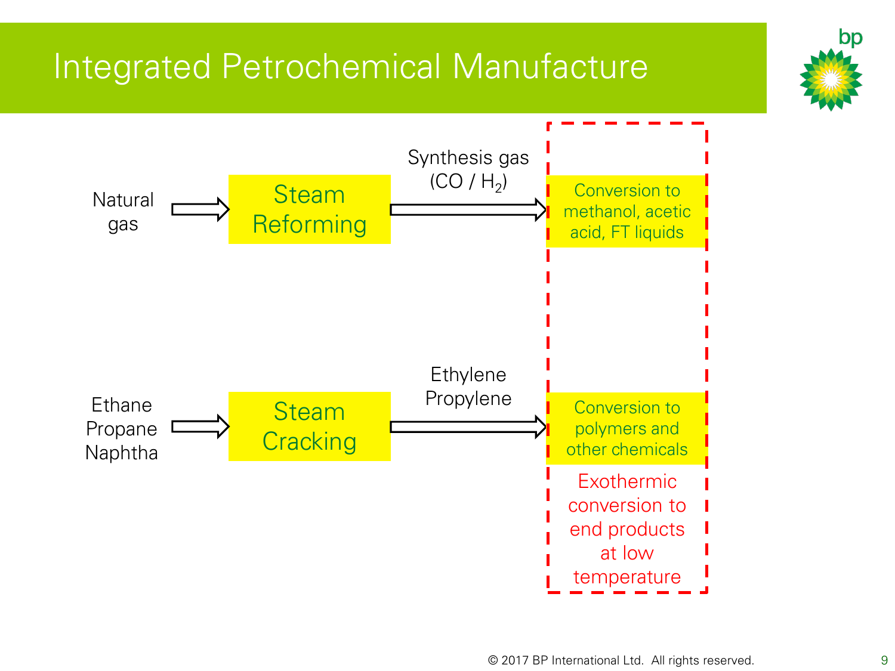# Integrated Petrochemical Manufacture

Natural gas → **Steam Reforming** → Synthesis gas ($CO$ / $H_2$) → Conversion to methanol, acetic acid, FT liquids

Ethane, Propane, Naphtha → **Steam Cracking** → Ethylene, Propylene → Conversion to polymers and other chemicals

Exothermic conversion to end products at low temperature

© 2017 BP International Ltd. All rights reserved.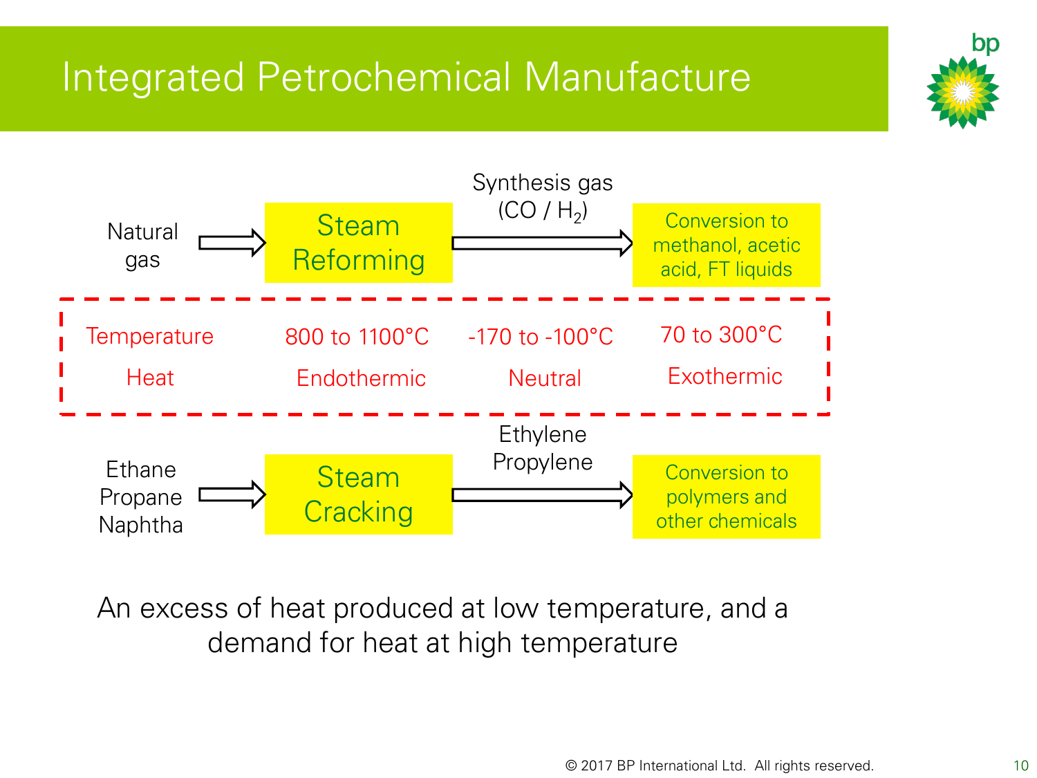# Integrated Petrochemical Manufacture

Natural gas → **Steam Reforming** → Synthesis gas ($CO$ / $H_2$) → Conversion to methanol, acetic acid, FT liquids

| Temperature | 800 to 1100°C | -170 to -100°C | 70 to 300°C |
|---|---|---|---|
| Heat | Endothermic | Neutral | Exothermic |

Ethane, Propane, Naphtha → **Steam Cracking** → Ethylene, Propylene → Conversion to polymers and other chemicals

An excess of heat produced at low temperature, and a demand for heat at high temperature

© 2017 BP International Ltd. All rights reserved.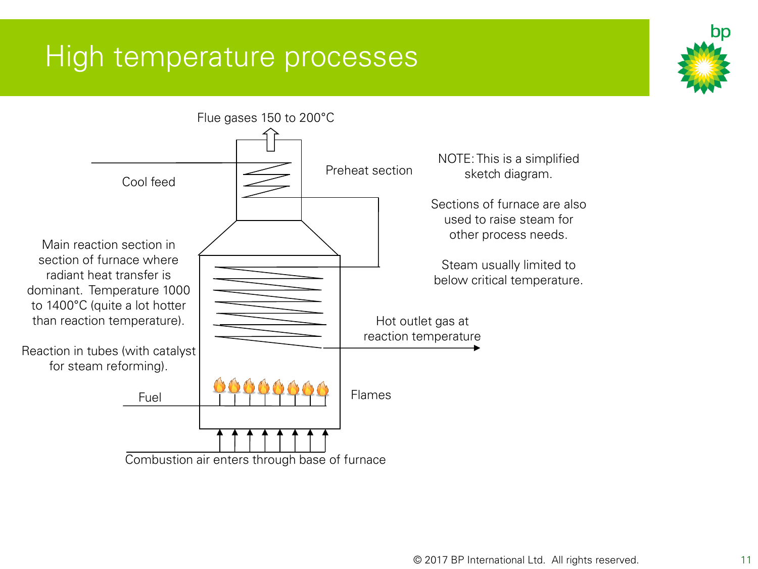# High temperature processes

Flue gases 150 to 200°C

Cool feed

Preheat section

NOTE: This is a simplified sketch diagram.

Sections of furnace are also used to raise steam for other process needs.

Steam usually limited to below critical temperature.

Main reaction section in section of furnace where radiant heat transfer is dominant. Temperature 1000 to 1400°C (quite a lot hotter than reaction temperature).

Reaction in tubes (with catalyst for steam reforming).

Hot outlet gas at reaction temperature

Fuel

Flames

Combustion air enters through base of furnace

© 2017 BP International Ltd. All rights reserved.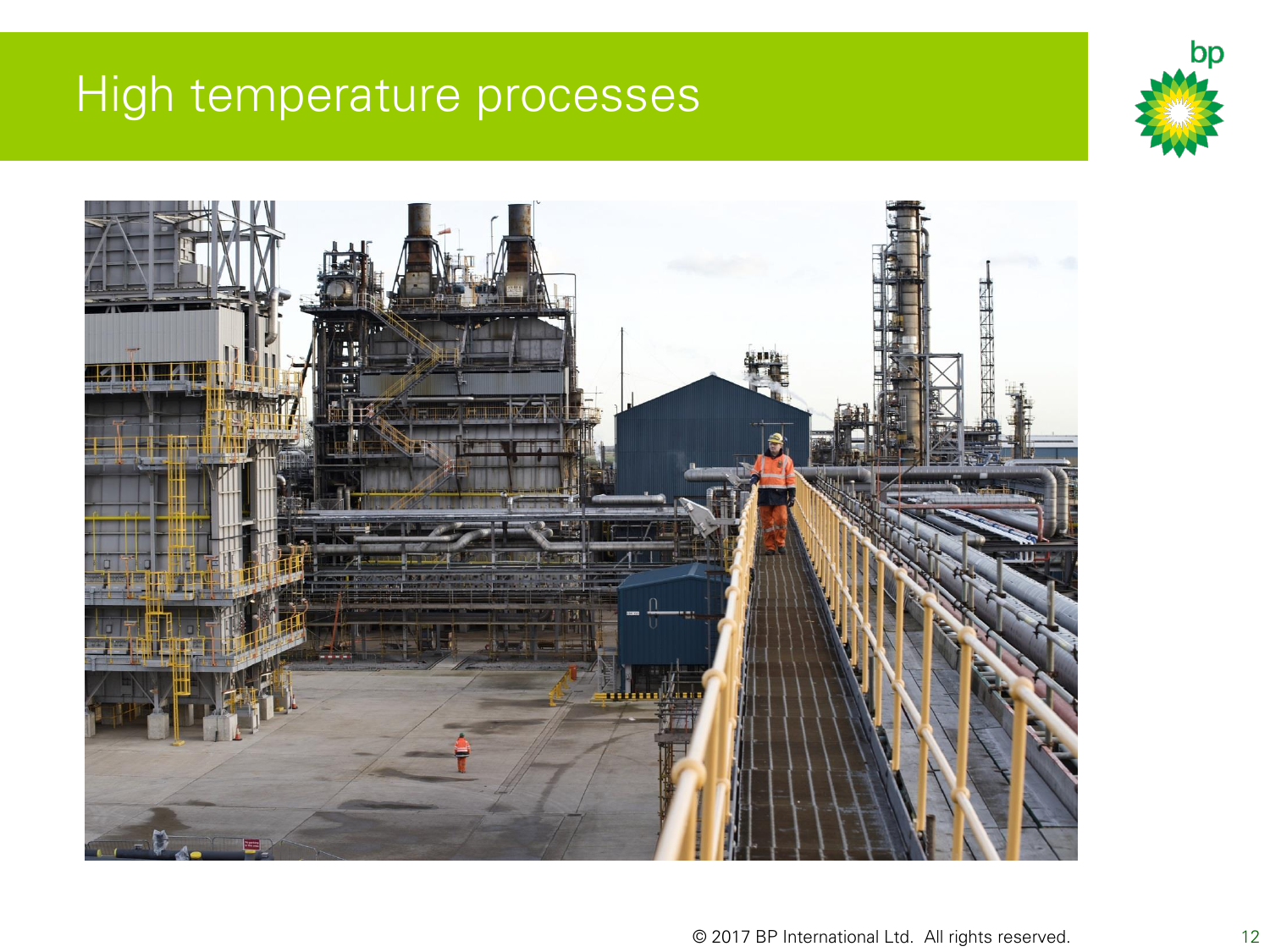# High temperature processes

© 2017 BP International Ltd. All rights reserved.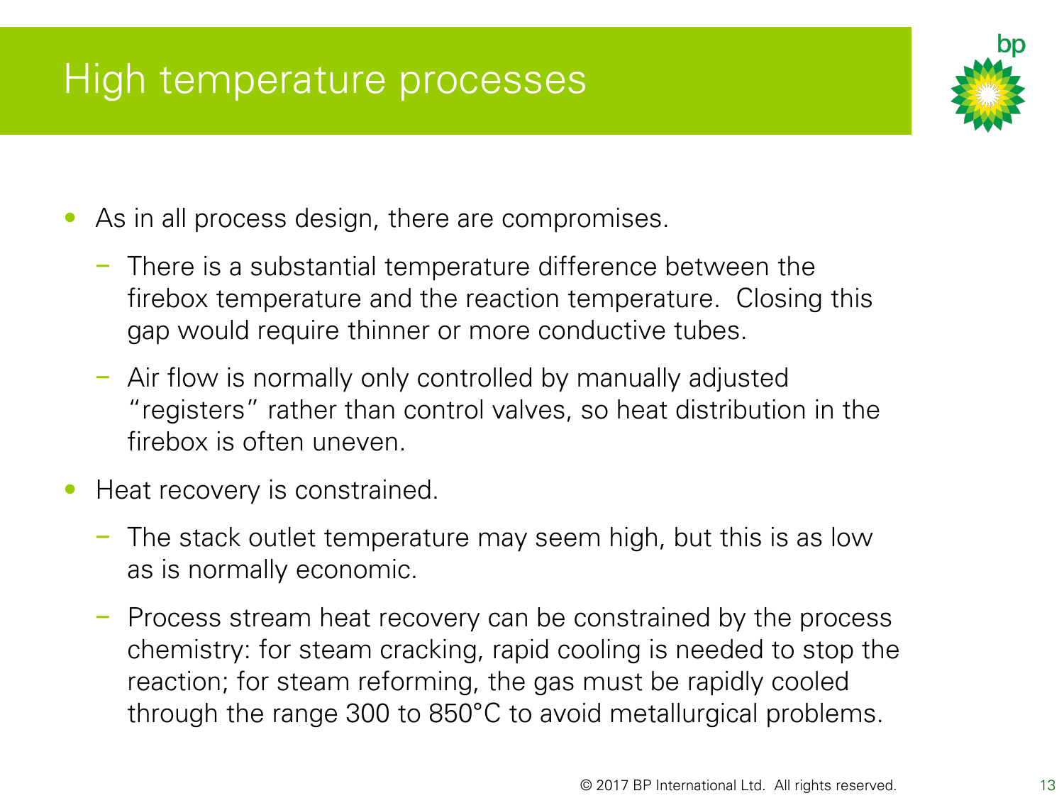# High temperature processes

- As in all process design, there are compromises.
  - There is a substantial temperature difference between the firebox temperature and the reaction temperature. Closing this gap would require thinner or more conductive tubes.
  - Air flow is normally only controlled by manually adjusted "registers" rather than control valves, so heat distribution in the firebox is often uneven.
- Heat recovery is constrained.
  - The stack outlet temperature may seem high, but this is as low as is normally economic.
  - Process stream heat recovery can be constrained by the process chemistry: for steam cracking, rapid cooling is needed to stop the reaction; for steam reforming, the gas must be rapidly cooled through the range 300 to 850°C to avoid metallurgical problems.

© 2017 BP International Ltd. All rights reserved.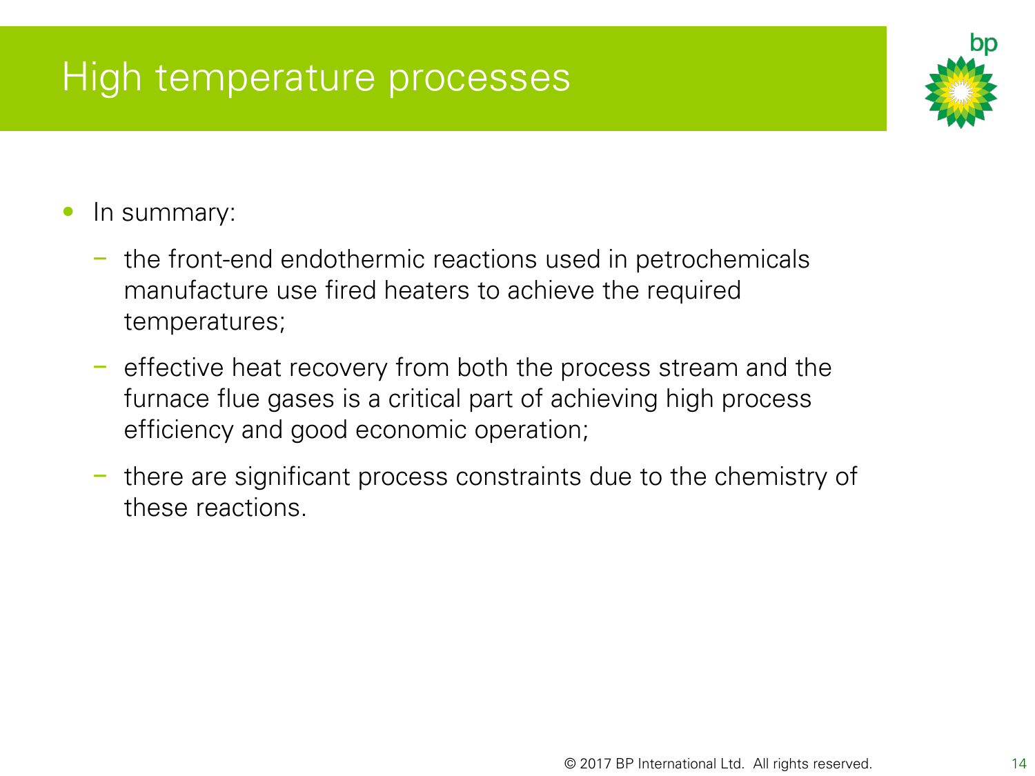# High temperature processes

- In summary:
  - the front-end endothermic reactions used in petrochemicals manufacture use fired heaters to achieve the required temperatures;
  - effective heat recovery from both the process stream and the furnace flue gases is a critical part of achieving high process efficiency and good economic operation;
  - there are significant process constraints due to the chemistry of these reactions.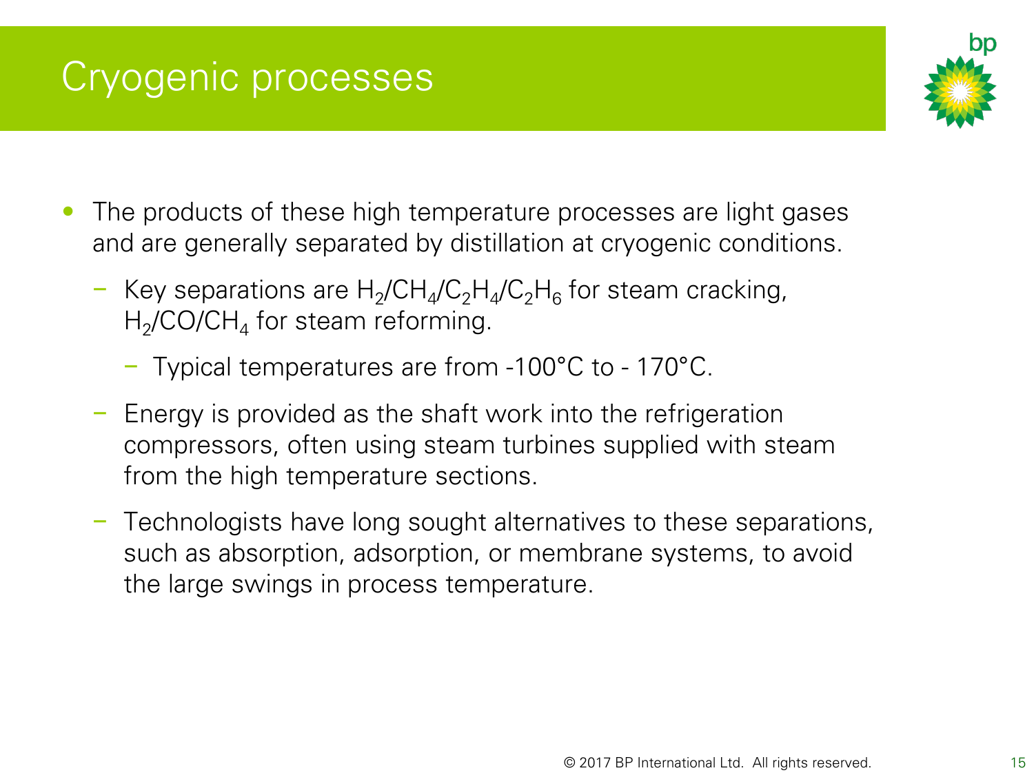# Cryogenic processes

- The products of these high temperature processes are light gases and are generally separated by distillation at cryogenic conditions.
  - Key separations are $H_2/CH_4/C_2H_4/C_2H_6$ for steam cracking, $H_2/CO/CH_4$ for steam reforming.
    - Typical temperatures are from -100°C to - 170°C.
  - Energy is provided as the shaft work into the refrigeration compressors, often using steam turbines supplied with steam from the high temperature sections.
  - Technologists have long sought alternatives to these separations, such as absorption, adsorption, or membrane systems, to avoid the large swings in process temperature.

© 2017 BP International Ltd. All rights reserved.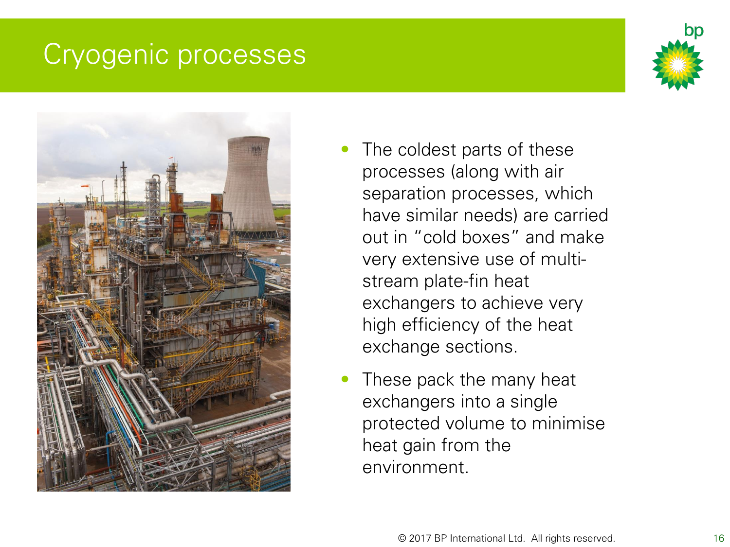# Cryogenic processes

- The coldest parts of these processes (along with air separation processes, which have similar needs) are carried out in "cold boxes" and make very extensive use of multi-stream plate-fin heat exchangers to achieve very high efficiency of the heat exchange sections.
- These pack the many heat exchangers into a single protected volume to minimise heat gain from the environment.

© 2017 BP International Ltd. All rights reserved.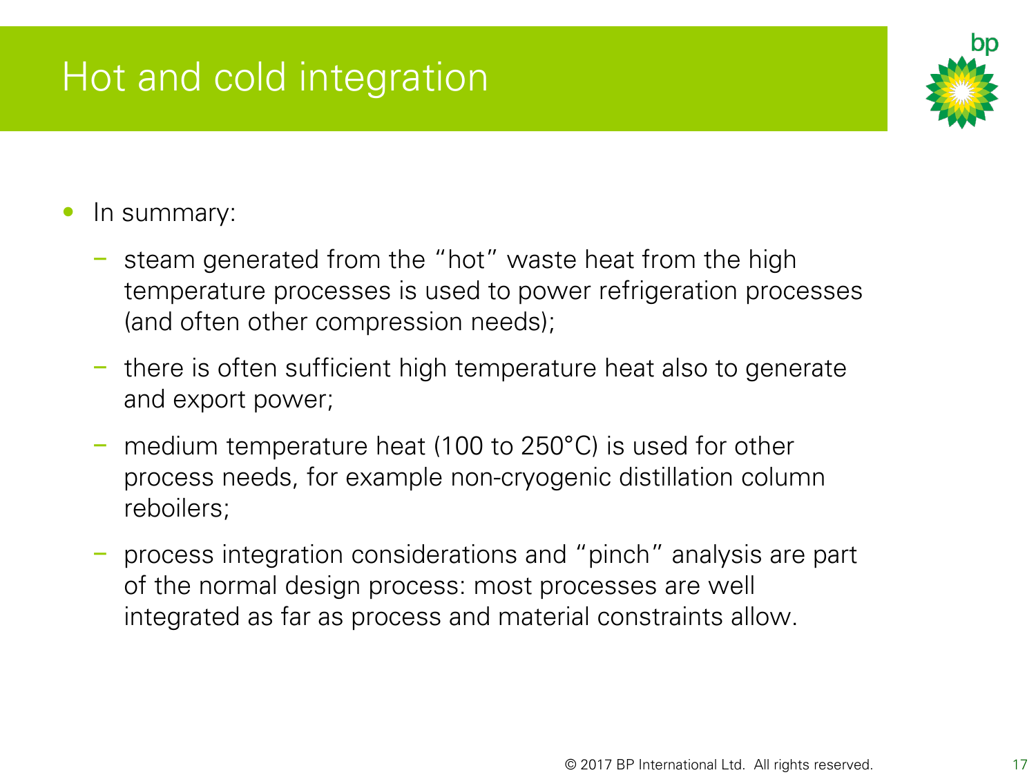# Hot and cold integration

- In summary:
  - steam generated from the "hot" waste heat from the high temperature processes is used to power refrigeration processes (and often other compression needs);
  - there is often sufficient high temperature heat also to generate and export power;
  - medium temperature heat (100 to 250°C) is used for other process needs, for example non-cryogenic distillation column reboilers;
  - process integration considerations and "pinch" analysis are part of the normal design process: most processes are well integrated as far as process and material constraints allow.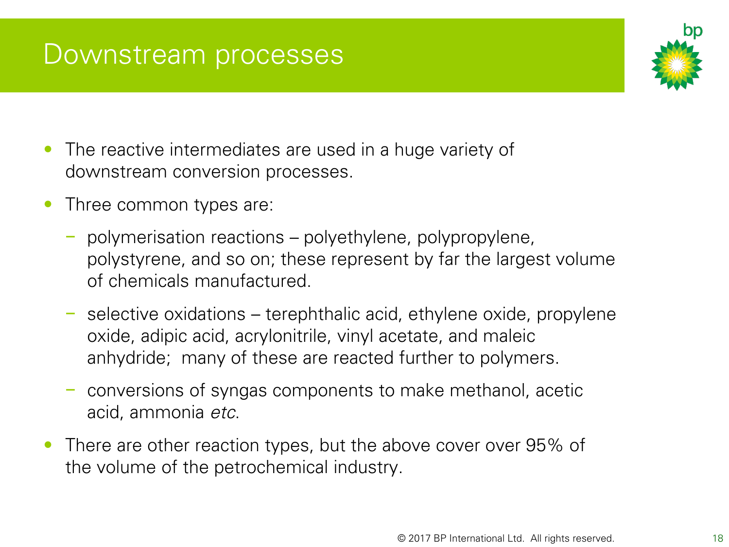# Downstream processes

- The reactive intermediates are used in a huge variety of downstream conversion processes.
- Three common types are:
  - polymerisation reactions – polyethylene, polypropylene, polystyrene, and so on; these represent by far the largest volume of chemicals manufactured.
  - selective oxidations – terephthalic acid, ethylene oxide, propylene oxide, adipic acid, acrylonitrile, vinyl acetate, and maleic anhydride; many of these are reacted further to polymers.
  - conversions of syngas components to make methanol, acetic acid, ammonia *etc*.
- There are other reaction types, but the above cover over 95% of the volume of the petrochemical industry.

© 2017 BP International Ltd. All rights reserved.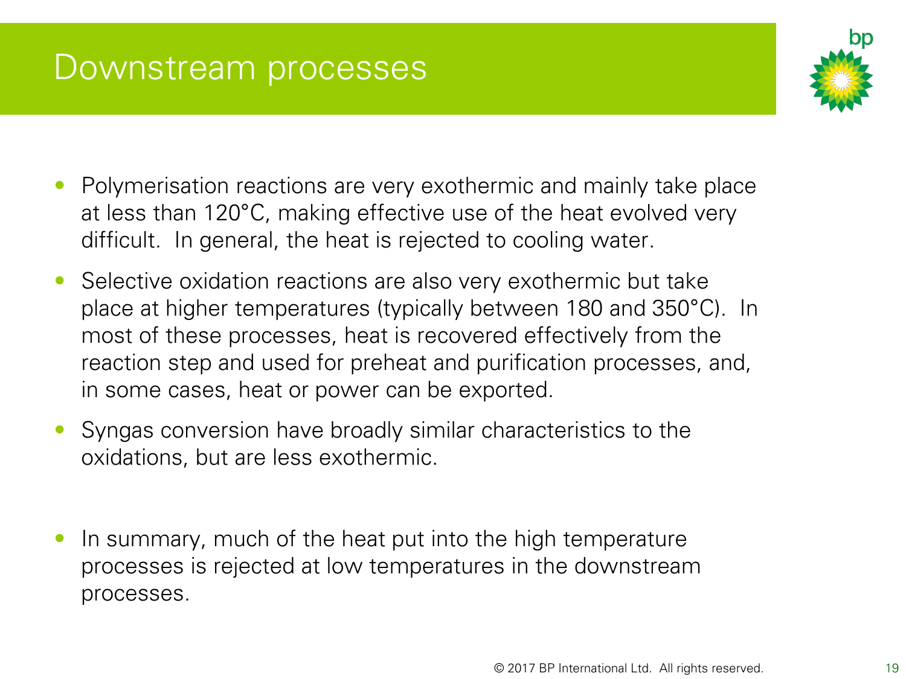# Downstream processes

- Polymerisation reactions are very exothermic and mainly take place at less than 120°C, making effective use of the heat evolved very difficult. In general, the heat is rejected to cooling water.
- Selective oxidation reactions are also very exothermic but take place at higher temperatures (typically between 180 and 350°C). In most of these processes, heat is recovered effectively from the reaction step and used for preheat and purification processes, and, in some cases, heat or power can be exported.
- Syngas conversion have broadly similar characteristics to the oxidations, but are less exothermic.
- In summary, much of the heat put into the high temperature processes is rejected at low temperatures in the downstream processes.

© 2017 BP International Ltd. All rights reserved.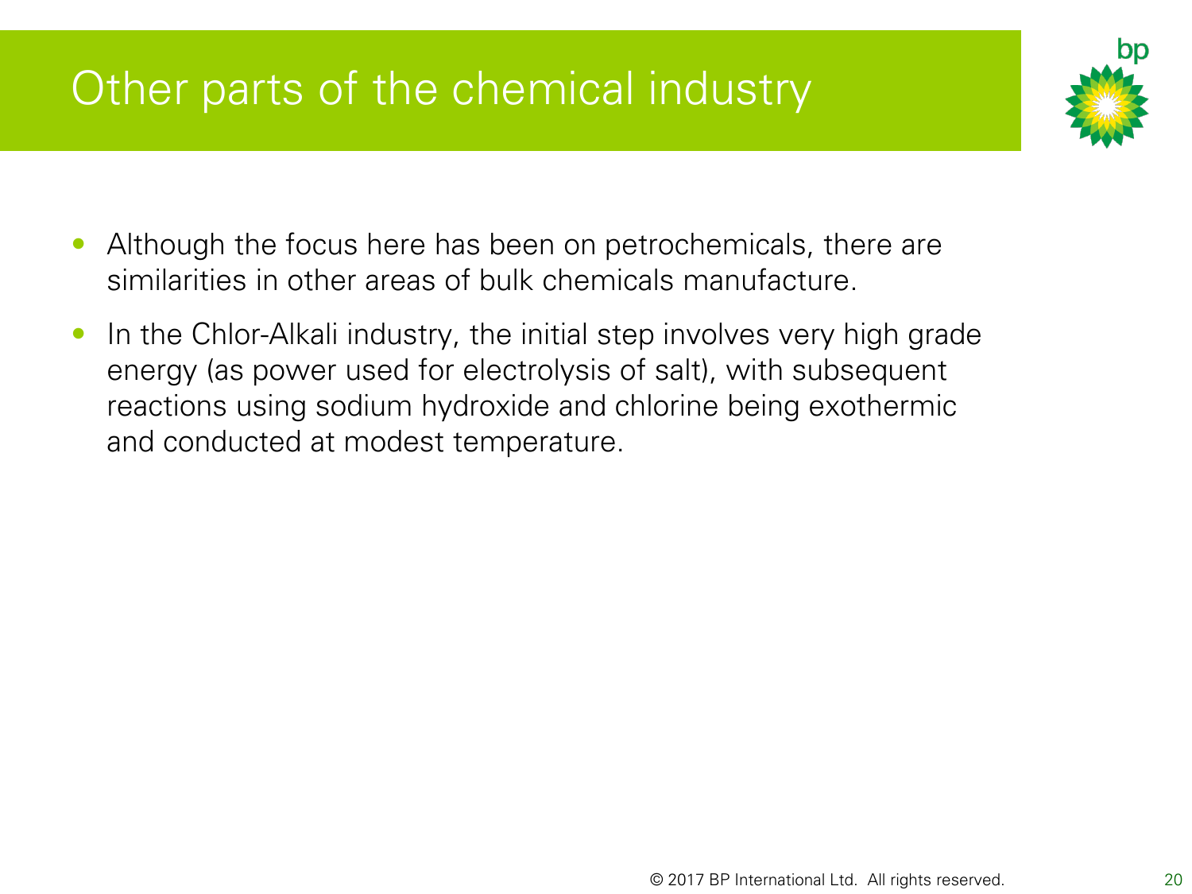# Other parts of the chemical industry

- Although the focus here has been on petrochemicals, there are similarities in other areas of bulk chemicals manufacture.
- In the Chlor-Alkali industry, the initial step involves very high grade energy (as power used for electrolysis of salt), with subsequent reactions using sodium hydroxide and chlorine being exothermic and conducted at modest temperature.

© 2017 BP International Ltd. All rights reserved.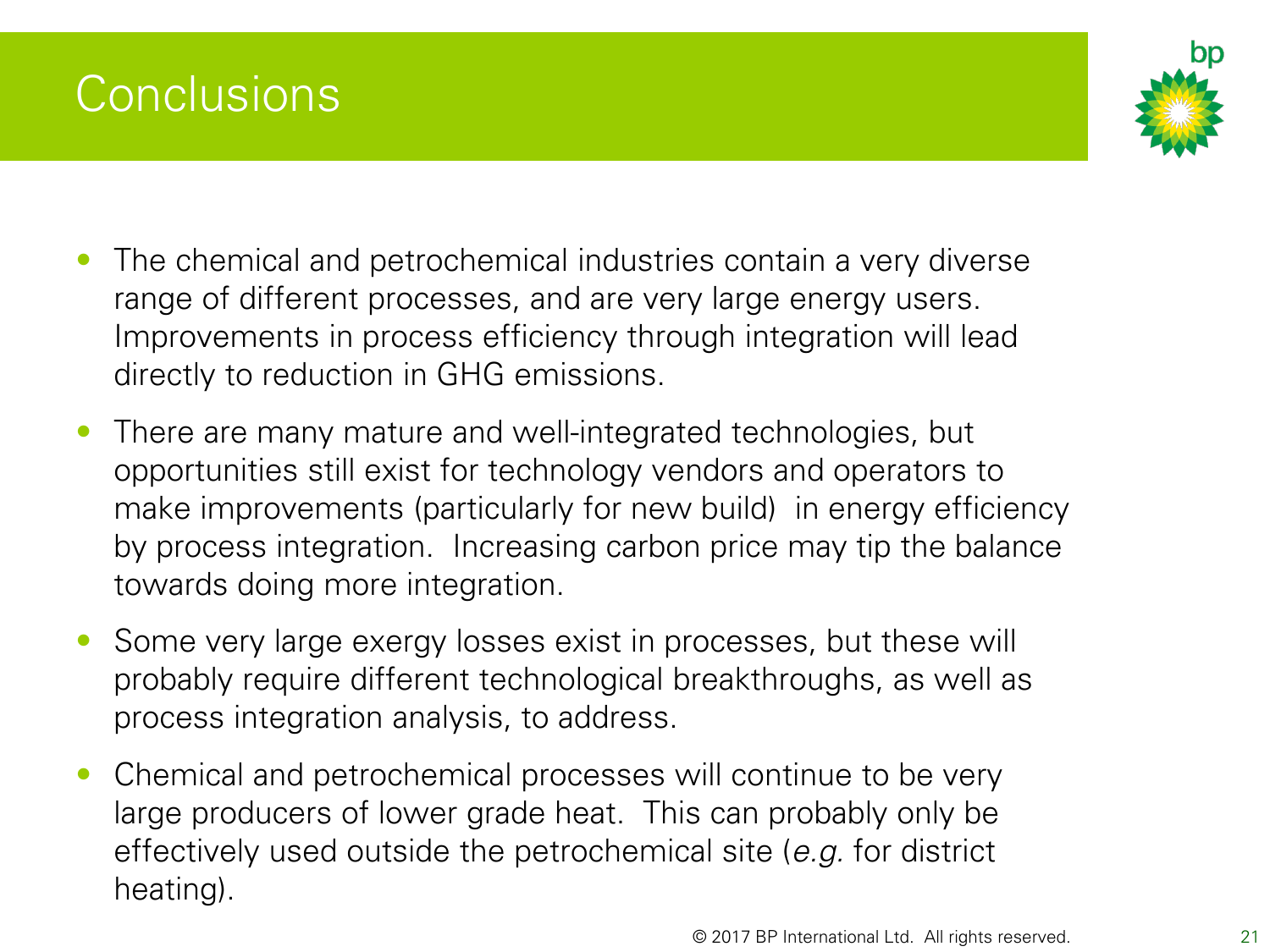# Conclusions

- The chemical and petrochemical industries contain a very diverse range of different processes, and are very large energy users. Improvements in process efficiency through integration will lead directly to reduction in GHG emissions.
- There are many mature and well-integrated technologies, but opportunities still exist for technology vendors and operators to make improvements (particularly for new build) in energy efficiency by process integration. Increasing carbon price may tip the balance towards doing more integration.
- Some very large exergy losses exist in processes, but these will probably require different technological breakthroughs, as well as process integration analysis, to address.
- Chemical and petrochemical processes will continue to be very large producers of lower grade heat. This can probably only be effectively used outside the petrochemical site (*e.g.* for district heating).

© 2017 BP International Ltd. All rights reserved.